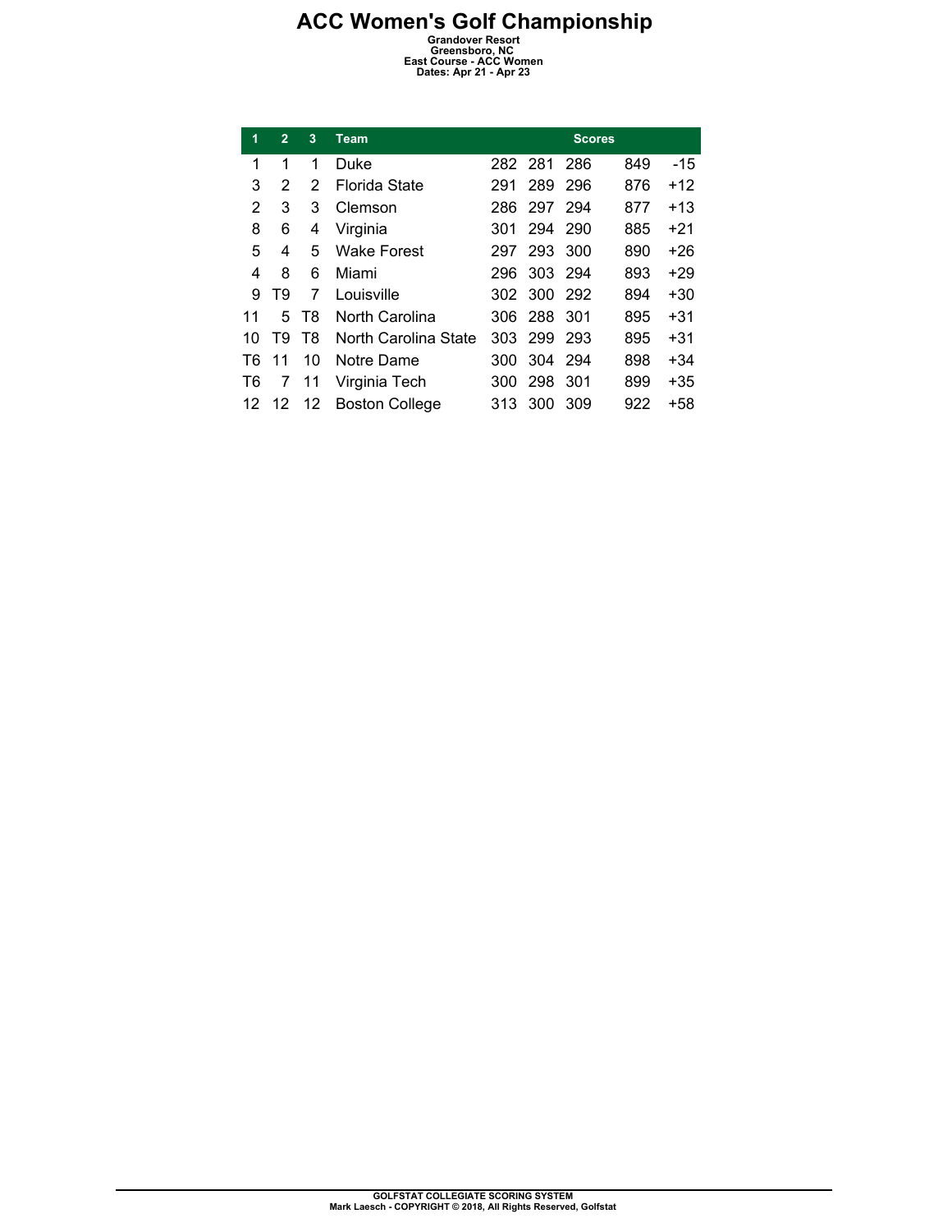# ACC Women's Golf Championship

**Grandover Resort**
**Greensboro, NC**
**East Course - ACC Women**
**Dates: Apr 21 - Apr 23**

| 1 | 2 | 3 | Team | Scores | | | | |
|---|---|---|---|---|---|---|---|---|
| 1 | 1 | 1 | Duke | 282 | 281 | 286 | 849 | -15 |
| 3 | 2 | 2 | Florida State | 291 | 289 | 296 | 876 | +12 |
| 2 | 3 | 3 | Clemson | 286 | 297 | 294 | 877 | +13 |
| 8 | 6 | 4 | Virginia | 301 | 294 | 290 | 885 | +21 |
| 5 | 4 | 5 | Wake Forest | 297 | 293 | 300 | 890 | +26 |
| 4 | 8 | 6 | Miami | 296 | 303 | 294 | 893 | +29 |
| 9 | T9 | 7 | Louisville | 302 | 300 | 292 | 894 | +30 |
| 11 | 5 | T8 | North Carolina | 306 | 288 | 301 | 895 | +31 |
| 10 | T9 | T8 | North Carolina State | 303 | 299 | 293 | 895 | +31 |
| T6 | 11 | 10 | Notre Dame | 300 | 304 | 294 | 898 | +34 |
| T6 | 7 | 11 | Virginia Tech | 300 | 298 | 301 | 899 | +35 |
| 12 | 12 | 12 | Boston College | 313 | 300 | 309 | 922 | +58 |

GOLFSTAT COLLEGIATE SCORING SYSTEM
Mark Laesch - COPYRIGHT © 2018, All Rights Reserved, Golfstat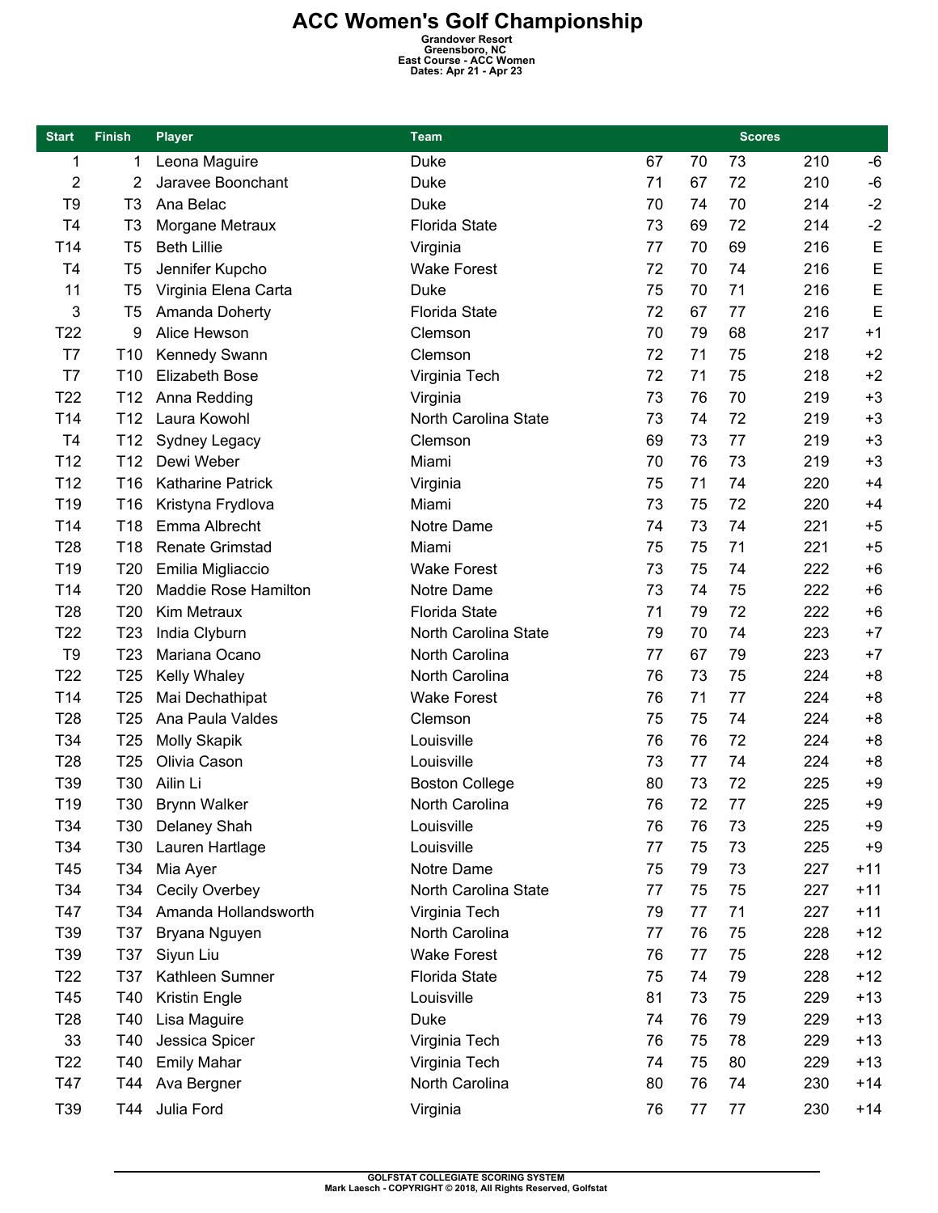# ACC Women's Golf Championship

**Grandover Resort**
**Greensboro, NC**
**East Course - ACC Women**
**Dates: Apr 21 - Apr 23**

| Start | Finish | Player | Team | Scores | | | | |
|---|---|---|---|---|---|---|---|---|
| 1 | 1 | Leona Maguire | Duke | 67 | 70 | 73 | 210 | -6 |
| 2 | 2 | Jaravee Boonchant | Duke | 71 | 67 | 72 | 210 | -6 |
| T9 | T3 | Ana Belac | Duke | 70 | 74 | 70 | 214 | -2 |
| T4 | T3 | Morgane Metraux | Florida State | 73 | 69 | 72 | 214 | -2 |
| T14 | T5 | Beth Lillie | Virginia | 77 | 70 | 69 | 216 | E |
| T4 | T5 | Jennifer Kupcho | Wake Forest | 72 | 70 | 74 | 216 | E |
| 11 | T5 | Virginia Elena Carta | Duke | 75 | 70 | 71 | 216 | E |
| 3 | T5 | Amanda Doherty | Florida State | 72 | 67 | 77 | 216 | E |
| T22 | 9 | Alice Hewson | Clemson | 70 | 79 | 68 | 217 | +1 |
| T7 | T10 | Kennedy Swann | Clemson | 72 | 71 | 75 | 218 | +2 |
| T7 | T10 | Elizabeth Bose | Virginia Tech | 72 | 71 | 75 | 218 | +2 |
| T22 | T12 | Anna Redding | Virginia | 73 | 76 | 70 | 219 | +3 |
| T14 | T12 | Laura Kowohl | North Carolina State | 73 | 74 | 72 | 219 | +3 |
| T4 | T12 | Sydney Legacy | Clemson | 69 | 73 | 77 | 219 | +3 |
| T12 | T12 | Dewi Weber | Miami | 70 | 76 | 73 | 219 | +3 |
| T12 | T16 | Katharine Patrick | Virginia | 75 | 71 | 74 | 220 | +4 |
| T19 | T16 | Kristyna Frydlova | Miami | 73 | 75 | 72 | 220 | +4 |
| T14 | T18 | Emma Albrecht | Notre Dame | 74 | 73 | 74 | 221 | +5 |
| T28 | T18 | Renate Grimstad | Miami | 75 | 75 | 71 | 221 | +5 |
| T19 | T20 | Emilia Migliaccio | Wake Forest | 73 | 75 | 74 | 222 | +6 |
| T14 | T20 | Maddie Rose Hamilton | Notre Dame | 73 | 74 | 75 | 222 | +6 |
| T28 | T20 | Kim Metraux | Florida State | 71 | 79 | 72 | 222 | +6 |
| T22 | T23 | India Clyburn | North Carolina State | 79 | 70 | 74 | 223 | +7 |
| T9 | T23 | Mariana Ocano | North Carolina | 77 | 67 | 79 | 223 | +7 |
| T22 | T25 | Kelly Whaley | North Carolina | 76 | 73 | 75 | 224 | +8 |
| T14 | T25 | Mai Dechathipat | Wake Forest | 76 | 71 | 77 | 224 | +8 |
| T28 | T25 | Ana Paula Valdes | Clemson | 75 | 75 | 74 | 224 | +8 |
| T34 | T25 | Molly Skapik | Louisville | 76 | 76 | 72 | 224 | +8 |
| T28 | T25 | Olivia Cason | Louisville | 73 | 77 | 74 | 224 | +8 |
| T39 | T30 | Ailin Li | Boston College | 80 | 73 | 72 | 225 | +9 |
| T19 | T30 | Brynn Walker | North Carolina | 76 | 72 | 77 | 225 | +9 |
| T34 | T30 | Delaney Shah | Louisville | 76 | 76 | 73 | 225 | +9 |
| T34 | T30 | Lauren Hartlage | Louisville | 77 | 75 | 73 | 225 | +9 |
| T45 | T34 | Mia Ayer | Notre Dame | 75 | 79 | 73 | 227 | +11 |
| T34 | T34 | Cecily Overbey | North Carolina State | 77 | 75 | 75 | 227 | +11 |
| T47 | T34 | Amanda Hollandsworth | Virginia Tech | 79 | 77 | 71 | 227 | +11 |
| T39 | T37 | Bryana Nguyen | North Carolina | 77 | 76 | 75 | 228 | +12 |
| T39 | T37 | Siyun Liu | Wake Forest | 76 | 77 | 75 | 228 | +12 |
| T22 | T37 | Kathleen Sumner | Florida State | 75 | 74 | 79 | 228 | +12 |
| T45 | T40 | Kristin Engle | Louisville | 81 | 73 | 75 | 229 | +13 |
| T28 | T40 | Lisa Maguire | Duke | 74 | 76 | 79 | 229 | +13 |
| 33 | T40 | Jessica Spicer | Virginia Tech | 76 | 75 | 78 | 229 | +13 |
| T22 | T40 | Emily Mahar | Virginia Tech | 74 | 75 | 80 | 229 | +13 |
| T47 | T44 | Ava Bergner | North Carolina | 80 | 76 | 74 | 230 | +14 |
| T39 | T44 | Julia Ford | Virginia | 76 | 77 | 77 | 230 | +14 |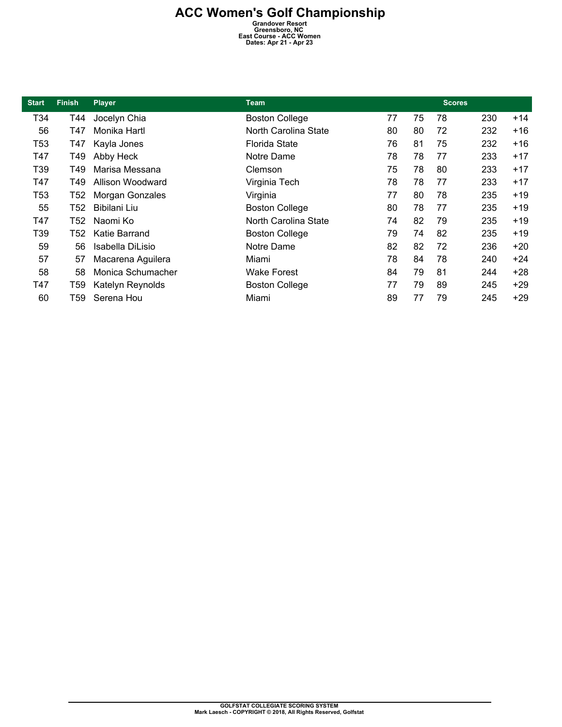# ACC Women's Golf Championship

**Grandover Resort**
**Greensboro, NC**
**East Course - ACC Women**
**Dates: Apr 21 - Apr 23**

| Start | Finish | Player | Team | Scores | | | | |
|---|---|---|---|---|---|---|---|---|
| T34 | T44 | Jocelyn Chia | Boston College | 77 | 75 | 78 | 230 | +14 |
| 56 | T47 | Monika Hartl | North Carolina State | 80 | 80 | 72 | 232 | +16 |
| T53 | T47 | Kayla Jones | Florida State | 76 | 81 | 75 | 232 | +16 |
| T47 | T49 | Abby Heck | Notre Dame | 78 | 78 | 77 | 233 | +17 |
| T39 | T49 | Marisa Messana | Clemson | 75 | 78 | 80 | 233 | +17 |
| T47 | T49 | Allison Woodward | Virginia Tech | 78 | 78 | 77 | 233 | +17 |
| T53 | T52 | Morgan Gonzales | Virginia | 77 | 80 | 78 | 235 | +19 |
| 55 | T52 | Bibilani Liu | Boston College | 80 | 78 | 77 | 235 | +19 |
| T47 | T52 | Naomi Ko | North Carolina State | 74 | 82 | 79 | 235 | +19 |
| T39 | T52 | Katie Barrand | Boston College | 79 | 74 | 82 | 235 | +19 |
| 59 | 56 | Isabella DiLisio | Notre Dame | 82 | 82 | 72 | 236 | +20 |
| 57 | 57 | Macarena Aguilera | Miami | 78 | 84 | 78 | 240 | +24 |
| 58 | 58 | Monica Schumacher | Wake Forest | 84 | 79 | 81 | 244 | +28 |
| T47 | T59 | Katelyn Reynolds | Boston College | 77 | 79 | 89 | 245 | +29 |
| 60 | T59 | Serena Hou | Miami | 89 | 77 | 79 | 245 | +29 |

GOLFSTAT COLLEGIATE SCORING SYSTEM
Mark Laesch - COPYRIGHT © 2018, All Rights Reserved, Golfstat